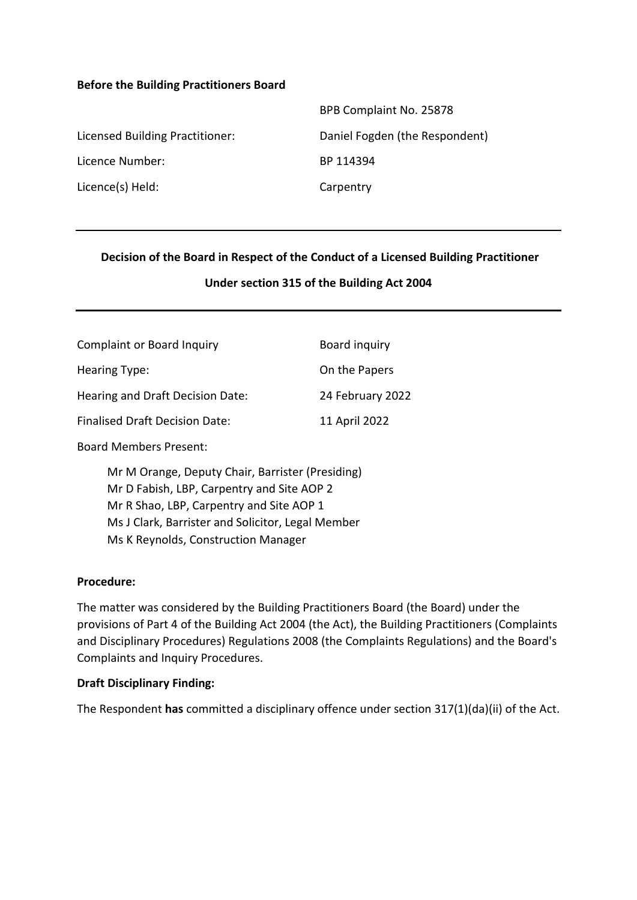**Before the Building Practitioners Board**

| | |
|---|---|
| | BPB Complaint No. 25878 |
| Licensed Building Practitioner: | Daniel Fogden (the Respondent) |
| Licence Number: | BP 114394 |
| Licence(s) Held: | Carpentry |

---

**Decision of the Board in Respect of the Conduct of a Licensed Building Practitioner**

**Under section 315 of the Building Act 2004**

---

| | |
|---|---|
| Complaint or Board Inquiry | Board inquiry |
| Hearing Type: | On the Papers |
| Hearing and Draft Decision Date: | 24 February 2022 |
| Finalised Draft Decision Date: | 11 April 2022 |

Board Members Present:

Mr M Orange, Deputy Chair, Barrister (Presiding)
Mr D Fabish, LBP, Carpentry and Site AOP 2
Mr R Shao, LBP, Carpentry and Site AOP 1
Ms J Clark, Barrister and Solicitor, Legal Member
Ms K Reynolds, Construction Manager

**Procedure:**

The matter was considered by the Building Practitioners Board (the Board) under the provisions of Part 4 of the Building Act 2004 (the Act), the Building Practitioners (Complaints and Disciplinary Procedures) Regulations 2008 (the Complaints Regulations) and the Board's Complaints and Inquiry Procedures.

**Draft Disciplinary Finding:**

The Respondent **has** committed a disciplinary offence under section 317(1)(da)(ii) of the Act.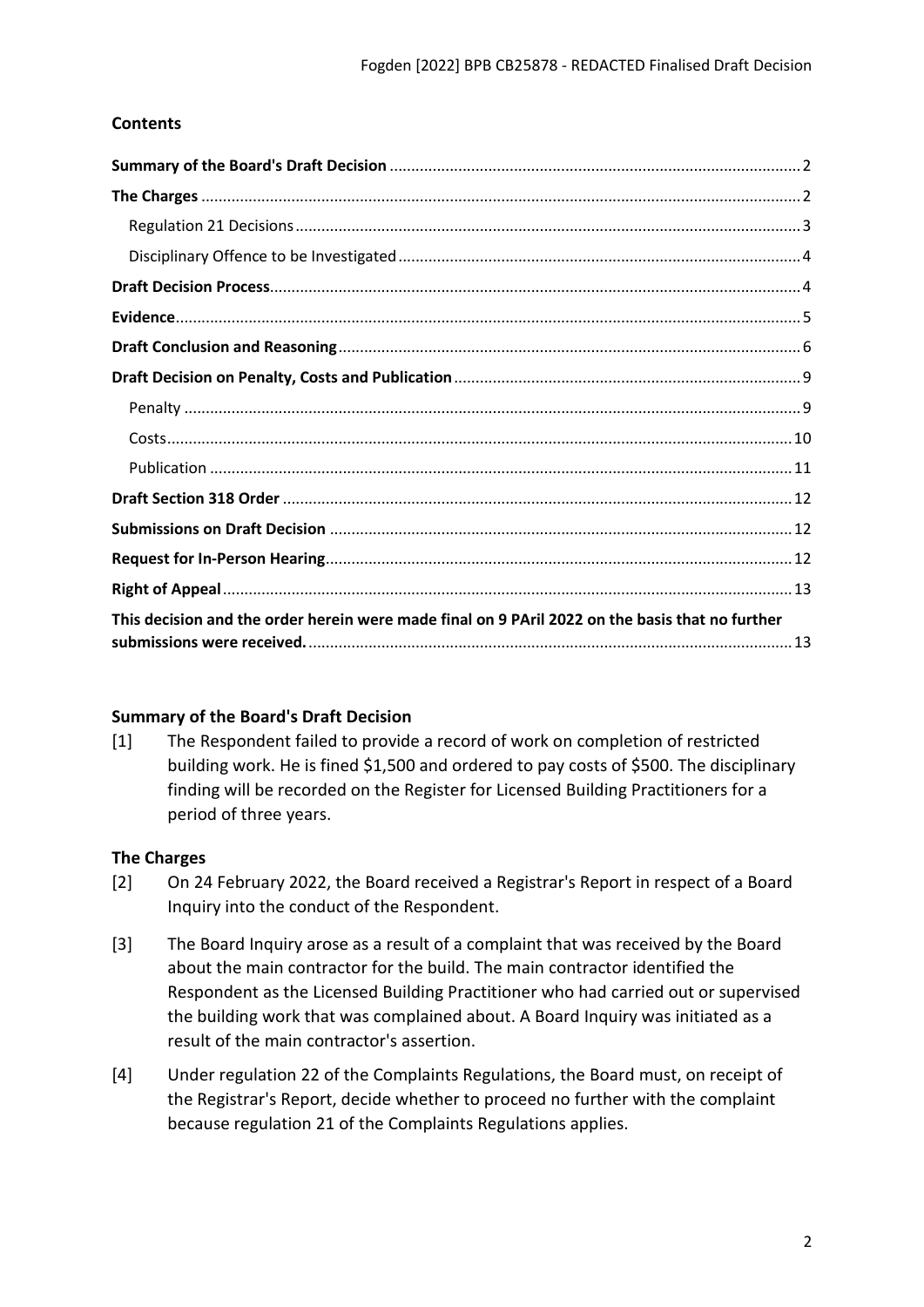## Contents

**Summary of the Board's Draft Decision** ........ 2

**The Charges** ........ 2

Regulation 21 Decisions ........ 3

Disciplinary Offence to be Investigated ........ 4

**Draft Decision Process** ........ 4

**Evidence** ........ 5

**Draft Conclusion and Reasoning** ........ 6

**Draft Decision on Penalty, Costs and Publication** ........ 9

Penalty ........ 9

Costs ........ 10

Publication ........ 11

**Draft Section 318 Order** ........ 12

**Submissions on Draft Decision** ........ 12

**Request for In-Person Hearing** ........ 12

**Right of Appeal** ........ 13

**This decision and the order herein were made final on 9 PAril 2022 on the basis that no further submissions were received.** ........ 13

## Summary of the Board's Draft Decision

[1] The Respondent failed to provide a record of work on completion of restricted building work. He is fined $1,500 and ordered to pay costs of $500. The disciplinary finding will be recorded on the Register for Licensed Building Practitioners for a period of three years.

## The Charges

[2] On 24 February 2022, the Board received a Registrar's Report in respect of a Board Inquiry into the conduct of the Respondent.

[3] The Board Inquiry arose as a result of a complaint that was received by the Board about the main contractor for the build. The main contractor identified the Respondent as the Licensed Building Practitioner who had carried out or supervised the building work that was complained about. A Board Inquiry was initiated as a result of the main contractor's assertion.

[4] Under regulation 22 of the Complaints Regulations, the Board must, on receipt of the Registrar's Report, decide whether to proceed no further with the complaint because regulation 21 of the Complaints Regulations applies.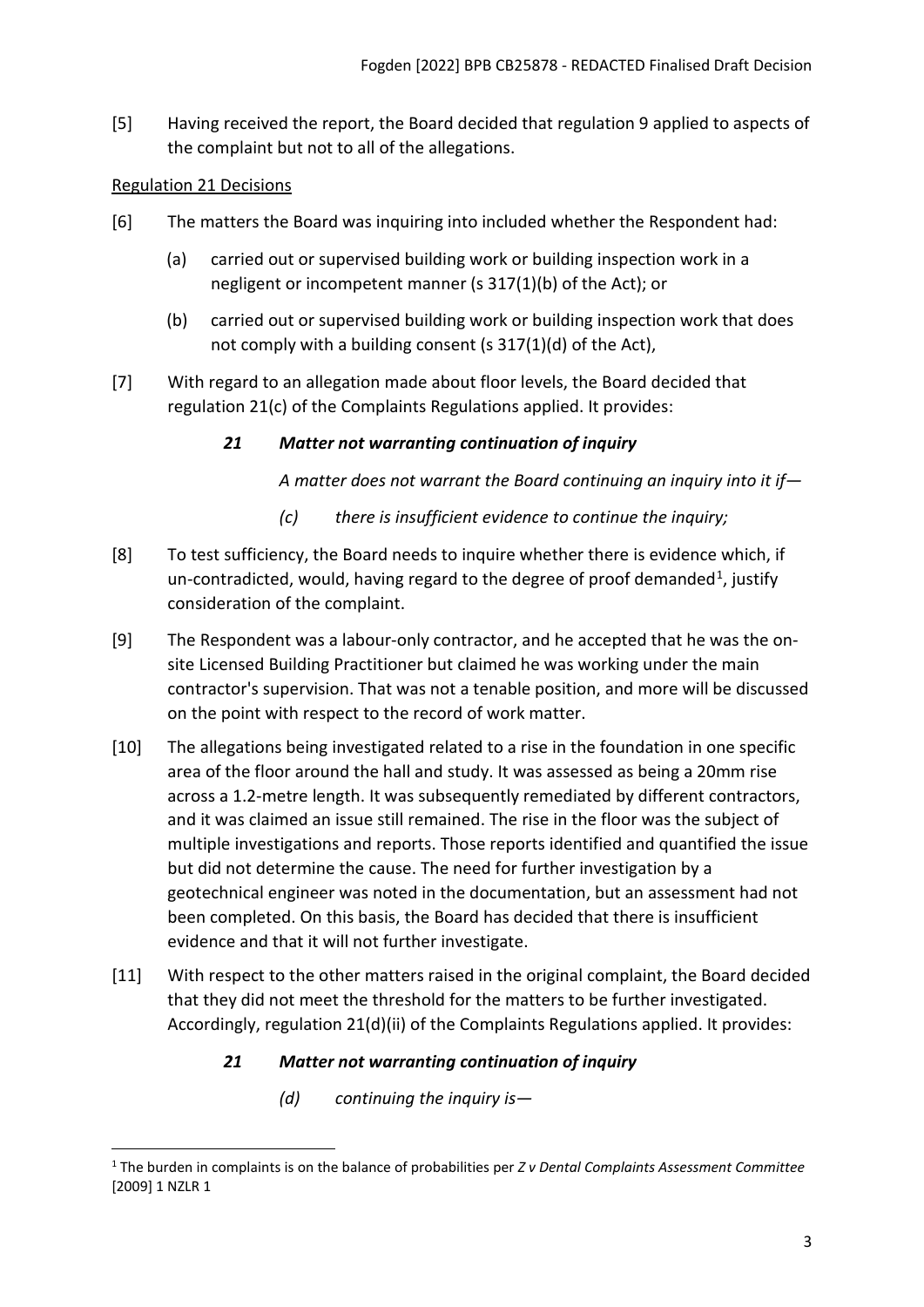[5] Having received the report, the Board decided that regulation 9 applied to aspects of the complaint but not to all of the allegations.

Regulation 21 Decisions

[6] The matters the Board was inquiring into included whether the Respondent had:

(a) carried out or supervised building work or building inspection work in a negligent or incompetent manner (s 317(1)(b) of the Act); or

(b) carried out or supervised building work or building inspection work that does not comply with a building consent (s 317(1)(d) of the Act),

[7] With regard to an allegation made about floor levels, the Board decided that regulation 21(c) of the Complaints Regulations applied. It provides:

> ***21 Matter not warranting continuation of inquiry***
>
> *A matter does not warrant the Board continuing an inquiry into it if—*
>
> *(c) there is insufficient evidence to continue the inquiry;*

[8] To test sufficiency, the Board needs to inquire whether there is evidence which, if un-contradicted, would, having regard to the degree of proof demanded[1], justify consideration of the complaint.

[9] The Respondent was a labour-only contractor, and he accepted that he was the on-site Licensed Building Practitioner but claimed he was working under the main contractor's supervision. That was not a tenable position, and more will be discussed on the point with respect to the record of work matter.

[10] The allegations being investigated related to a rise in the foundation in one specific area of the floor around the hall and study. It was assessed as being a 20mm rise across a 1.2-metre length. It was subsequently remediated by different contractors, and it was claimed an issue still remained. The rise in the floor was the subject of multiple investigations and reports. Those reports identified and quantified the issue but did not determine the cause. The need for further investigation by a geotechnical engineer was noted in the documentation, but an assessment had not been completed. On this basis, the Board has decided that there is insufficient evidence and that it will not further investigate.

[11] With respect to the other matters raised in the original complaint, the Board decided that they did not meet the threshold for the matters to be further investigated. Accordingly, regulation 21(d)(ii) of the Complaints Regulations applied. It provides:

> ***21 Matter not warranting continuation of inquiry***
>
> *(d) continuing the inquiry is—*

---

[1] The burden in complaints is on the balance of probabilities per *Z v Dental Complaints Assessment Committee* [2009] 1 NZLR 1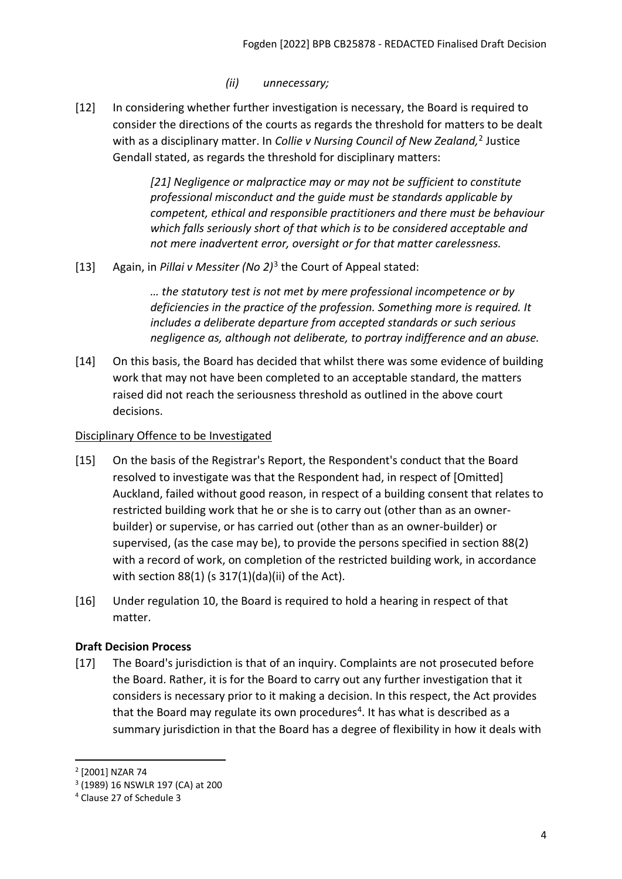*(ii) unnecessary;*

[12] In considering whether further investigation is necessary, the Board is required to consider the directions of the courts as regards the threshold for matters to be dealt with as a disciplinary matter. In *Collie v Nursing Council of New Zealand,*[2] Justice Gendall stated, as regards the threshold for disciplinary matters:

> *[21] Negligence or malpractice may or may not be sufficient to constitute professional misconduct and the guide must be standards applicable by competent, ethical and responsible practitioners and there must be behaviour which falls seriously short of that which is to be considered acceptable and not mere inadvertent error, oversight or for that matter carelessness.*

[13] Again, in *Pillai v Messiter (No 2)*[3] the Court of Appeal stated:

> *… the statutory test is not met by mere professional incompetence or by deficiencies in the practice of the profession. Something more is required. It includes a deliberate departure from accepted standards or such serious negligence as, although not deliberate, to portray indifference and an abuse.*

[14] On this basis, the Board has decided that whilst there was some evidence of building work that may not have been completed to an acceptable standard, the matters raised did not reach the seriousness threshold as outlined in the above court decisions.

Disciplinary Offence to be Investigated

[15] On the basis of the Registrar's Report, the Respondent's conduct that the Board resolved to investigate was that the Respondent had, in respect of [Omitted] Auckland, failed without good reason, in respect of a building consent that relates to restricted building work that he or she is to carry out (other than as an owner-builder) or supervise, or has carried out (other than as an owner-builder) or supervised, (as the case may be), to provide the persons specified in section 88(2) with a record of work, on completion of the restricted building work, in accordance with section 88(1) (s 317(1)(da)(ii) of the Act).

[16] Under regulation 10, the Board is required to hold a hearing in respect of that matter.

## Draft Decision Process

[17] The Board's jurisdiction is that of an inquiry. Complaints are not prosecuted before the Board. Rather, it is for the Board to carry out any further investigation that it considers is necessary prior to it making a decision. In this respect, the Act provides that the Board may regulate its own procedures[4]. It has what is described as a summary jurisdiction in that the Board has a degree of flexibility in how it deals with

---

[2] [2001] NZAR 74

[3] (1989) 16 NSWLR 197 (CA) at 200

[4] Clause 27 of Schedule 3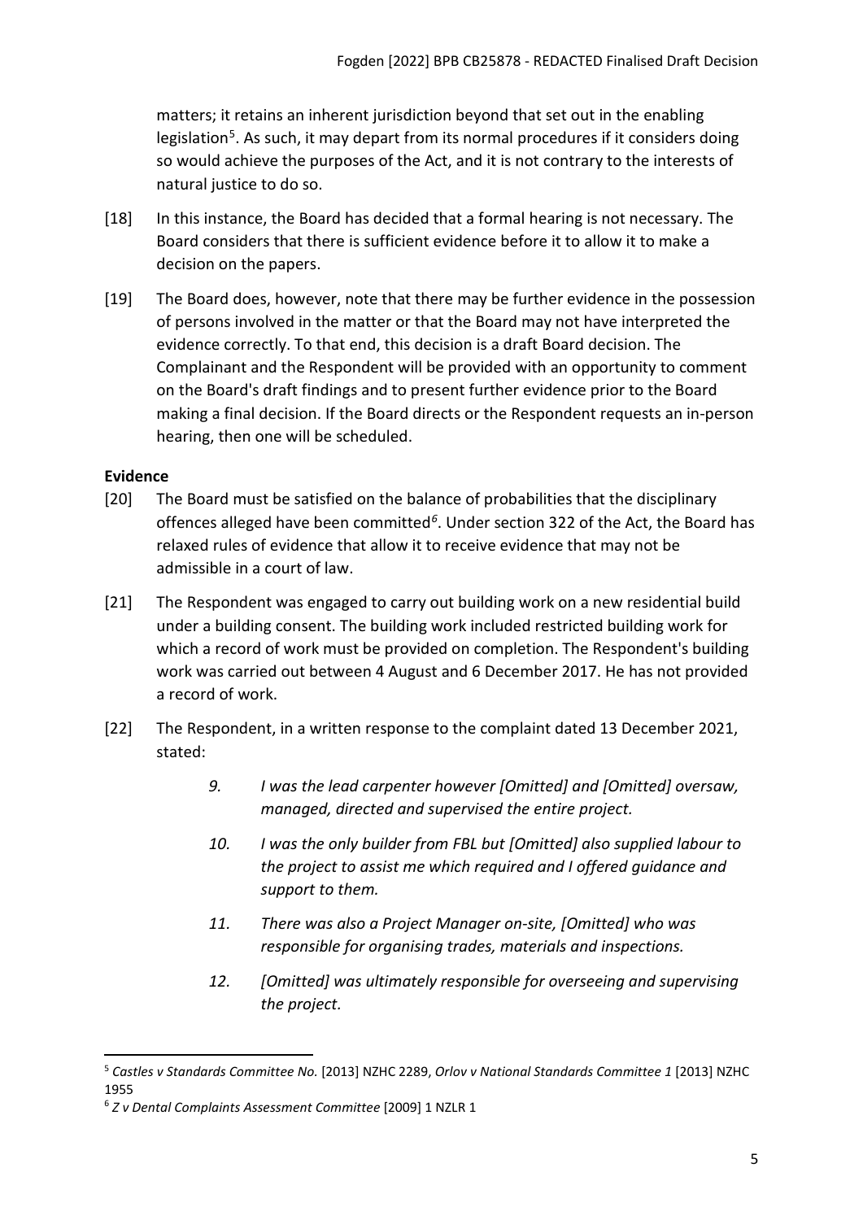matters; it retains an inherent jurisdiction beyond that set out in the enabling legislation[5]. As such, it may depart from its normal procedures if it considers doing so would achieve the purposes of the Act, and it is not contrary to the interests of natural justice to do so.

[18] In this instance, the Board has decided that a formal hearing is not necessary. The Board considers that there is sufficient evidence before it to allow it to make a decision on the papers.

[19] The Board does, however, note that there may be further evidence in the possession of persons involved in the matter or that the Board may not have interpreted the evidence correctly. To that end, this decision is a draft Board decision. The Complainant and the Respondent will be provided with an opportunity to comment on the Board's draft findings and to present further evidence prior to the Board making a final decision. If the Board directs or the Respondent requests an in-person hearing, then one will be scheduled.

**Evidence**

[20] The Board must be satisfied on the balance of probabilities that the disciplinary offences alleged have been committed[6]. Under section 322 of the Act, the Board has relaxed rules of evidence that allow it to receive evidence that may not be admissible in a court of law.

[21] The Respondent was engaged to carry out building work on a new residential build under a building consent. The building work included restricted building work for which a record of work must be provided on completion. The Respondent's building work was carried out between 4 August and 6 December 2017. He has not provided a record of work.

[22] The Respondent, in a written response to the complaint dated 13 December 2021, stated:

> *9. I was the lead carpenter however [Omitted] and [Omitted] oversaw, managed, directed and supervised the entire project.*
>
> *10. I was the only builder from FBL but [Omitted] also supplied labour to the project to assist me which required and I offered guidance and support to them.*
>
> *11. There was also a Project Manager on-site, [Omitted] who was responsible for organising trades, materials and inspections.*
>
> *12. [Omitted] was ultimately responsible for overseeing and supervising the project.*

---

[5] *Castles v Standards Committee No.* [2013] NZHC 2289, *Orlov v National Standards Committee 1* [2013] NZHC 1955

[6] *Z v Dental Complaints Assessment Committee* [2009] 1 NZLR 1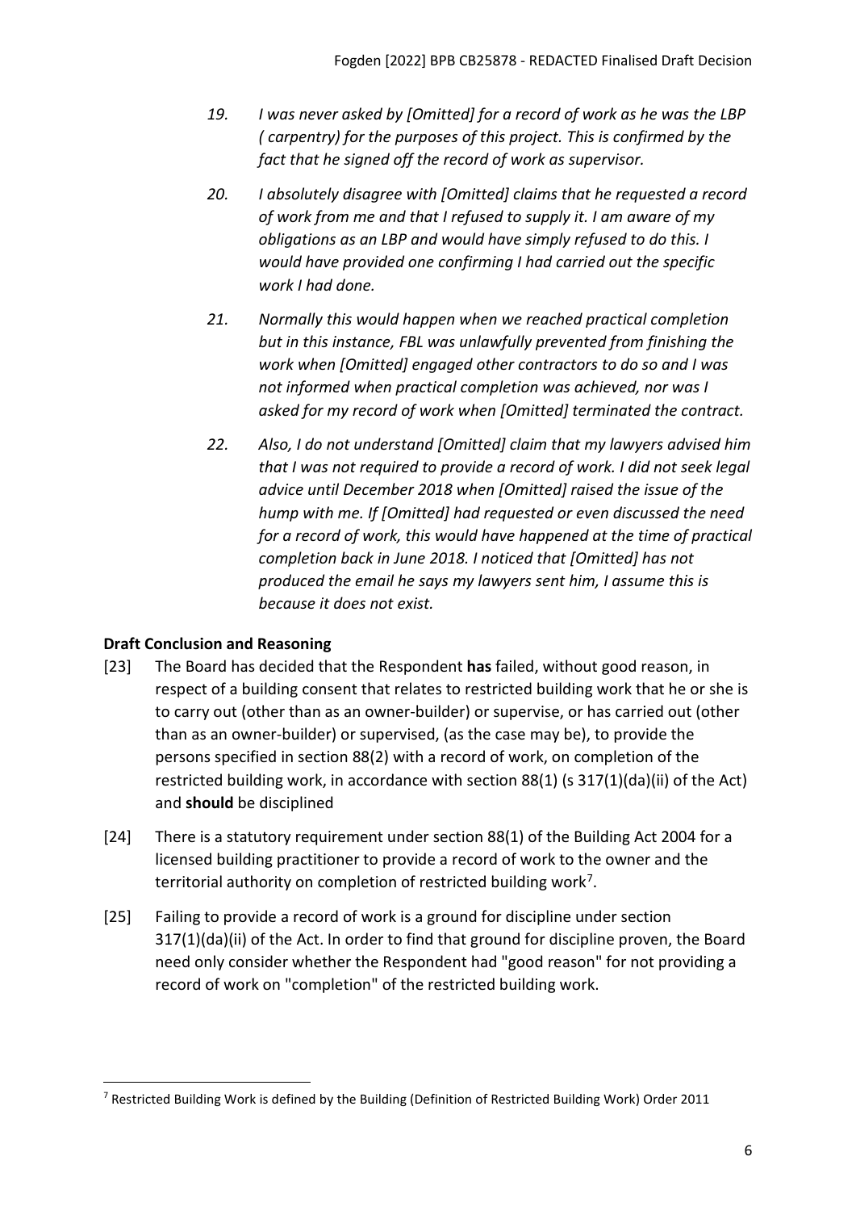19. *I was never asked by [Omitted] for a record of work as he was the LBP ( carpentry) for the purposes of this project. This is confirmed by the fact that he signed off the record of work as supervisor.*

20. *I absolutely disagree with [Omitted] claims that he requested a record of work from me and that I refused to supply it. I am aware of my obligations as an LBP and would have simply refused to do this. I would have provided one confirming I had carried out the specific work I had done.*

21. *Normally this would happen when we reached practical completion but in this instance, FBL was unlawfully prevented from finishing the work when [Omitted] engaged other contractors to do so and I was not informed when practical completion was achieved, nor was I asked for my record of work when [Omitted] terminated the contract.*

22. *Also, I do not understand [Omitted] claim that my lawyers advised him that I was not required to provide a record of work. I did not seek legal advice until December 2018 when [Omitted] raised the issue of the hump with me. If [Omitted] had requested or even discussed the need for a record of work, this would have happened at the time of practical completion back in June 2018. I noticed that [Omitted] has not produced the email he says my lawyers sent him, I assume this is because it does not exist.*

## Draft Conclusion and Reasoning

[23] The Board has decided that the Respondent **has** failed, without good reason, in respect of a building consent that relates to restricted building work that he or she is to carry out (other than as an owner-builder) or supervise, or has carried out (other than as an owner-builder) or supervised, (as the case may be), to provide the persons specified in section 88(2) with a record of work, on completion of the restricted building work, in accordance with section 88(1) (s 317(1)(da)(ii) of the Act) and **should** be disciplined

[24] There is a statutory requirement under section 88(1) of the Building Act 2004 for a licensed building practitioner to provide a record of work to the owner and the territorial authority on completion of restricted building work[7].

[25] Failing to provide a record of work is a ground for discipline under section 317(1)(da)(ii) of the Act. In order to find that ground for discipline proven, the Board need only consider whether the Respondent had "good reason" for not providing a record of work on "completion" of the restricted building work.

---

[7] Restricted Building Work is defined by the Building (Definition of Restricted Building Work) Order 2011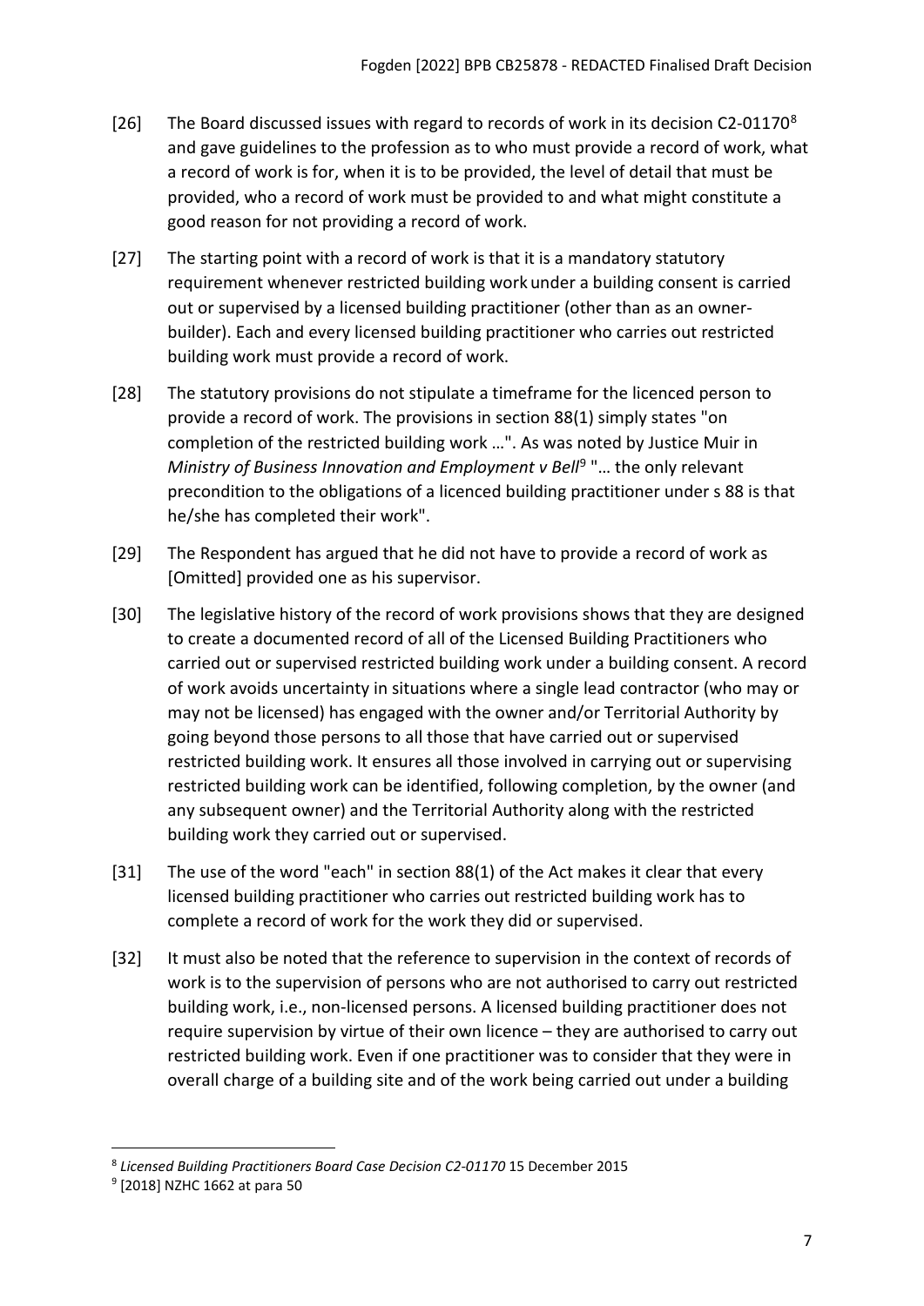[26] The Board discussed issues with regard to records of work in its decision C2-01170[8] and gave guidelines to the profession as to who must provide a record of work, what a record of work is for, when it is to be provided, the level of detail that must be provided, who a record of work must be provided to and what might constitute a good reason for not providing a record of work.

[27] The starting point with a record of work is that it is a mandatory statutory requirement whenever restricted building work under a building consent is carried out or supervised by a licensed building practitioner (other than as an owner-builder). Each and every licensed building practitioner who carries out restricted building work must provide a record of work.

[28] The statutory provisions do not stipulate a timeframe for the licenced person to provide a record of work. The provisions in section 88(1) simply states "on completion of the restricted building work …". As was noted by Justice Muir in *Ministry of Business Innovation and Employment v Bell*[9] "… the only relevant precondition to the obligations of a licenced building practitioner under s 88 is that he/she has completed their work".

[29] The Respondent has argued that he did not have to provide a record of work as [Omitted] provided one as his supervisor.

[30] The legislative history of the record of work provisions shows that they are designed to create a documented record of all of the Licensed Building Practitioners who carried out or supervised restricted building work under a building consent. A record of work avoids uncertainty in situations where a single lead contractor (who may or may not be licensed) has engaged with the owner and/or Territorial Authority by going beyond those persons to all those that have carried out or supervised restricted building work. It ensures all those involved in carrying out or supervising restricted building work can be identified, following completion, by the owner (and any subsequent owner) and the Territorial Authority along with the restricted building work they carried out or supervised.

[31] The use of the word "each" in section 88(1) of the Act makes it clear that every licensed building practitioner who carries out restricted building work has to complete a record of work for the work they did or supervised.

[32] It must also be noted that the reference to supervision in the context of records of work is to the supervision of persons who are not authorised to carry out restricted building work, i.e., non-licensed persons. A licensed building practitioner does not require supervision by virtue of their own licence – they are authorised to carry out restricted building work. Even if one practitioner was to consider that they were in overall charge of a building site and of the work being carried out under a building

---

[8] *Licensed Building Practitioners Board Case Decision C2-01170* 15 December 2015

[9] [2018] NZHC 1662 at para 50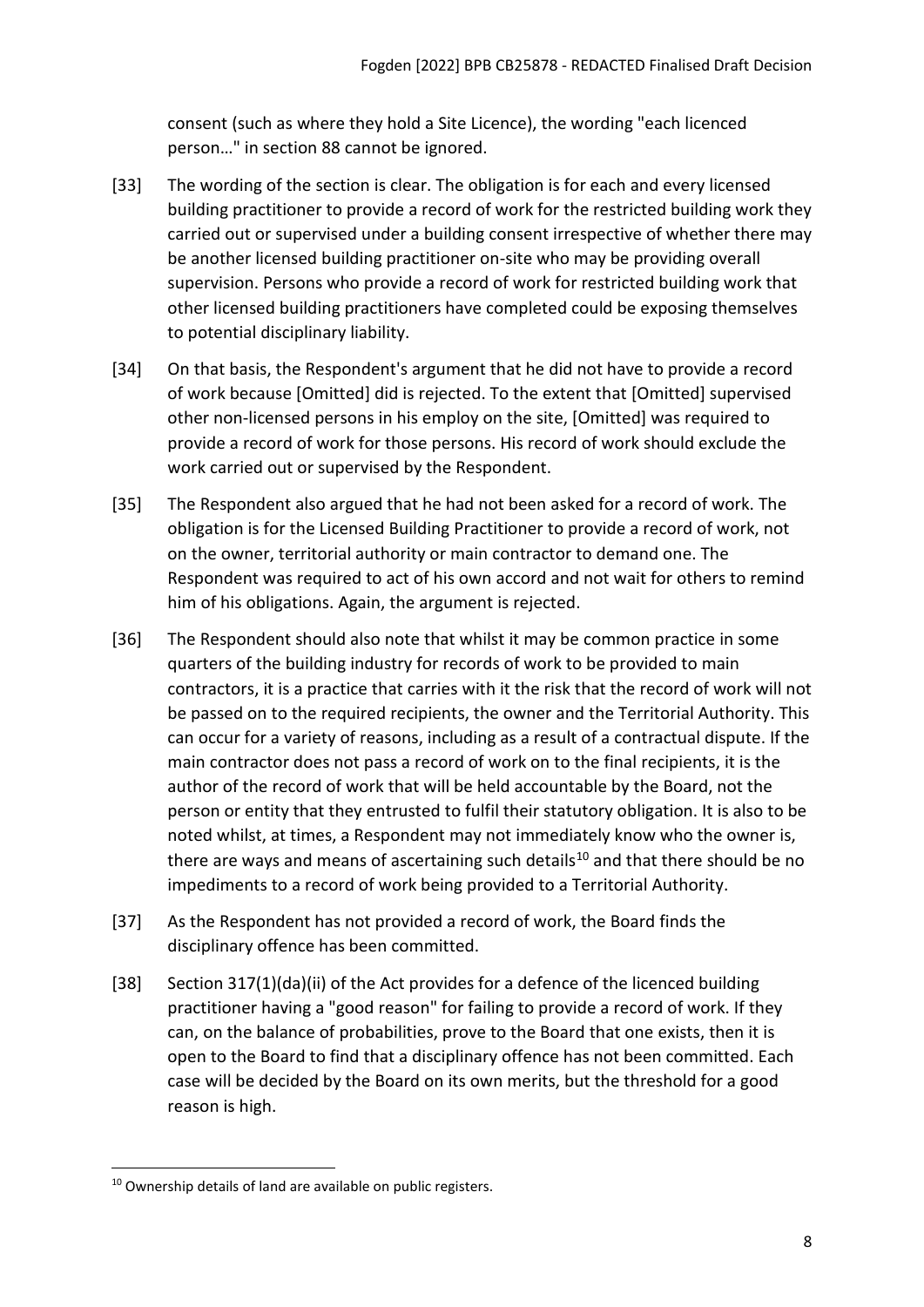consent (such as where they hold a Site Licence), the wording "each licenced person…" in section 88 cannot be ignored.

[33] The wording of the section is clear. The obligation is for each and every licensed building practitioner to provide a record of work for the restricted building work they carried out or supervised under a building consent irrespective of whether there may be another licensed building practitioner on-site who may be providing overall supervision. Persons who provide a record of work for restricted building work that other licensed building practitioners have completed could be exposing themselves to potential disciplinary liability.

[34] On that basis, the Respondent's argument that he did not have to provide a record of work because [Omitted] did is rejected. To the extent that [Omitted] supervised other non-licensed persons in his employ on the site, [Omitted] was required to provide a record of work for those persons. His record of work should exclude the work carried out or supervised by the Respondent.

[35] The Respondent also argued that he had not been asked for a record of work. The obligation is for the Licensed Building Practitioner to provide a record of work, not on the owner, territorial authority or main contractor to demand one. The Respondent was required to act of his own accord and not wait for others to remind him of his obligations. Again, the argument is rejected.

[36] The Respondent should also note that whilst it may be common practice in some quarters of the building industry for records of work to be provided to main contractors, it is a practice that carries with it the risk that the record of work will not be passed on to the required recipients, the owner and the Territorial Authority. This can occur for a variety of reasons, including as a result of a contractual dispute. If the main contractor does not pass a record of work on to the final recipients, it is the author of the record of work that will be held accountable by the Board, not the person or entity that they entrusted to fulfil their statutory obligation. It is also to be noted whilst, at times, a Respondent may not immediately know who the owner is, there are ways and means of ascertaining such details[10] and that there should be no impediments to a record of work being provided to a Territorial Authority.

[37] As the Respondent has not provided a record of work, the Board finds the disciplinary offence has been committed.

[38] Section 317(1)(da)(ii) of the Act provides for a defence of the licenced building practitioner having a "good reason" for failing to provide a record of work. If they can, on the balance of probabilities, prove to the Board that one exists, then it is open to the Board to find that a disciplinary offence has not been committed. Each case will be decided by the Board on its own merits, but the threshold for a good reason is high.

---

[10] Ownership details of land are available on public registers.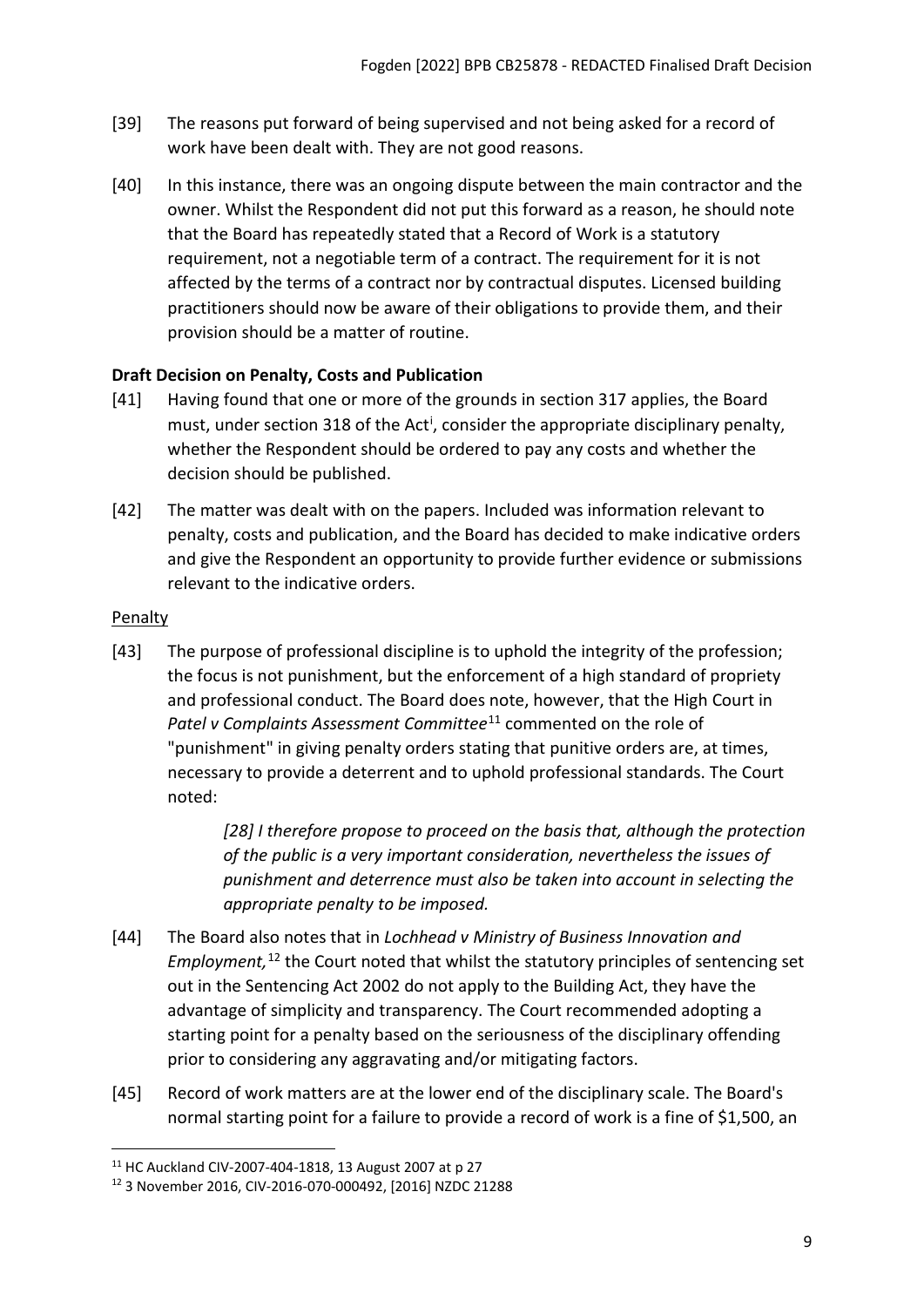[39] The reasons put forward of being supervised and not being asked for a record of work have been dealt with. They are not good reasons.

[40] In this instance, there was an ongoing dispute between the main contractor and the owner. Whilst the Respondent did not put this forward as a reason, he should note that the Board has repeatedly stated that a Record of Work is a statutory requirement, not a negotiable term of a contract. The requirement for it is not affected by the terms of a contract nor by contractual disputes. Licensed building practitioners should now be aware of their obligations to provide them, and their provision should be a matter of routine.

### Draft Decision on Penalty, Costs and Publication

[41] Having found that one or more of the grounds in section 317 applies, the Board must, under section 318 of the Act[i], consider the appropriate disciplinary penalty, whether the Respondent should be ordered to pay any costs and whether the decision should be published.

[42] The matter was dealt with on the papers. Included was information relevant to penalty, costs and publication, and the Board has decided to make indicative orders and give the Respondent an opportunity to provide further evidence or submissions relevant to the indicative orders.

#### Penalty

[43] The purpose of professional discipline is to uphold the integrity of the profession; the focus is not punishment, but the enforcement of a high standard of propriety and professional conduct. The Board does note, however, that the High Court in *Patel v Complaints Assessment Committee*[11] commented on the role of "punishment" in giving penalty orders stating that punitive orders are, at times, necessary to provide a deterrent and to uphold professional standards. The Court noted:

> *[28] I therefore propose to proceed on the basis that, although the protection of the public is a very important consideration, nevertheless the issues of punishment and deterrence must also be taken into account in selecting the appropriate penalty to be imposed.*

[44] The Board also notes that in *Lochhead v Ministry of Business Innovation and Employment,*[12] the Court noted that whilst the statutory principles of sentencing set out in the Sentencing Act 2002 do not apply to the Building Act, they have the advantage of simplicity and transparency. The Court recommended adopting a starting point for a penalty based on the seriousness of the disciplinary offending prior to considering any aggravating and/or mitigating factors.

[45] Record of work matters are at the lower end of the disciplinary scale. The Board's normal starting point for a failure to provide a record of work is a fine of $1,500, an

---

[11] HC Auckland CIV-2007-404-1818, 13 August 2007 at p 27

[12] 3 November 2016, CIV-2016-070-000492, [2016] NZDC 21288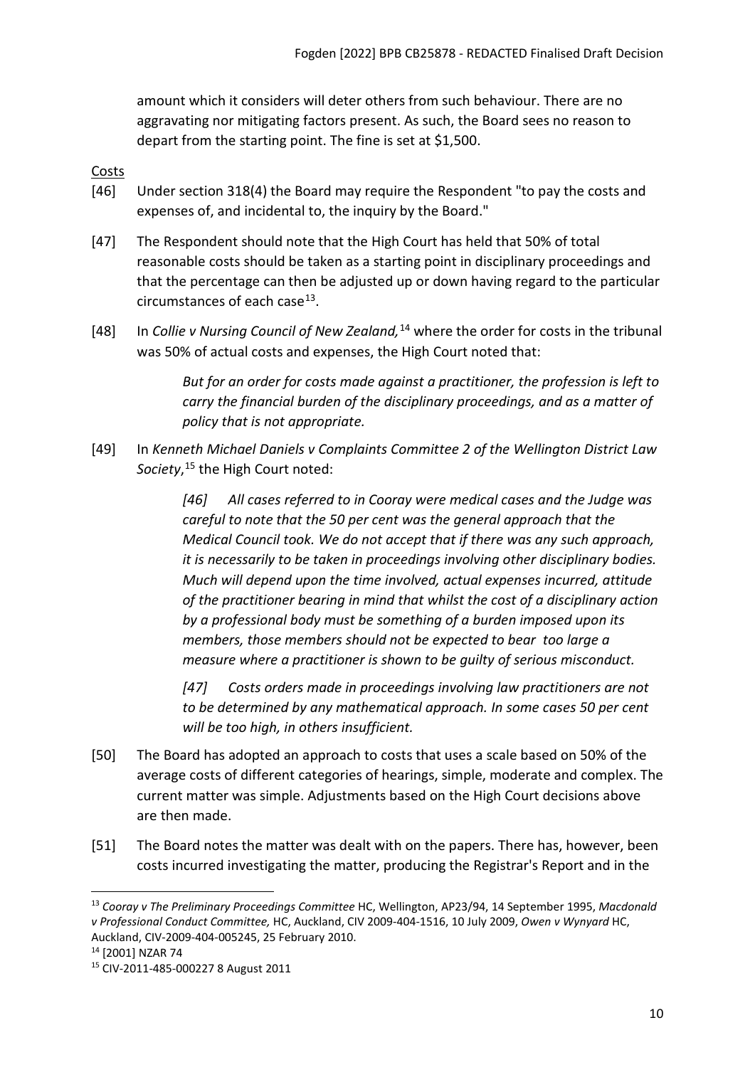amount which it considers will deter others from such behaviour. There are no aggravating nor mitigating factors present. As such, the Board sees no reason to depart from the starting point. The fine is set at $1,500.

Costs

[46] Under section 318(4) the Board may require the Respondent "to pay the costs and expenses of, and incidental to, the inquiry by the Board."

[47] The Respondent should note that the High Court has held that 50% of total reasonable costs should be taken as a starting point in disciplinary proceedings and that the percentage can then be adjusted up or down having regard to the particular circumstances of each case[13].

[48] In *Collie v Nursing Council of New Zealand,*[14] where the order for costs in the tribunal was 50% of actual costs and expenses, the High Court noted that:

> *But for an order for costs made against a practitioner, the profession is left to carry the financial burden of the disciplinary proceedings, and as a matter of policy that is not appropriate.*

[49] In *Kenneth Michael Daniels v Complaints Committee 2 of the Wellington District Law Society*,[15] the High Court noted:

> *[46] All cases referred to in Cooray were medical cases and the Judge was careful to note that the 50 per cent was the general approach that the Medical Council took. We do not accept that if there was any such approach, it is necessarily to be taken in proceedings involving other disciplinary bodies. Much will depend upon the time involved, actual expenses incurred, attitude of the practitioner bearing in mind that whilst the cost of a disciplinary action by a professional body must be something of a burden imposed upon its members, those members should not be expected to bear too large a measure where a practitioner is shown to be guilty of serious misconduct.*
>
> *[47] Costs orders made in proceedings involving law practitioners are not to be determined by any mathematical approach. In some cases 50 per cent will be too high, in others insufficient.*

[50] The Board has adopted an approach to costs that uses a scale based on 50% of the average costs of different categories of hearings, simple, moderate and complex. The current matter was simple. Adjustments based on the High Court decisions above are then made.

[51] The Board notes the matter was dealt with on the papers. There has, however, been costs incurred investigating the matter, producing the Registrar's Report and in the

---

[13] *Cooray v The Preliminary Proceedings Committee* HC, Wellington, AP23/94, 14 September 1995, *Macdonald v Professional Conduct Committee,* HC, Auckland, CIV 2009-404-1516, 10 July 2009, *Owen v Wynyard* HC, Auckland, CIV-2009-404-005245, 25 February 2010.

[14] [2001] NZAR 74

[15] CIV-2011-485-000227 8 August 2011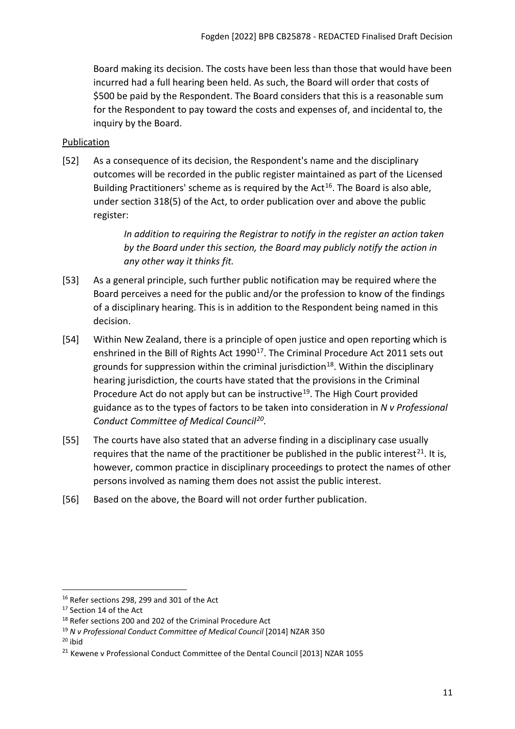Board making its decision. The costs have been less than those that would have been incurred had a full hearing been held. As such, the Board will order that costs of $500 be paid by the Respondent. The Board considers that this is a reasonable sum for the Respondent to pay toward the costs and expenses of, and incidental to, the inquiry by the Board.

Publication

[52] As a consequence of its decision, the Respondent's name and the disciplinary outcomes will be recorded in the public register maintained as part of the Licensed Building Practitioners' scheme as is required by the Act[16]. The Board is also able, under section 318(5) of the Act, to order publication over and above the public register:

> *In addition to requiring the Registrar to notify in the register an action taken by the Board under this section, the Board may publicly notify the action in any other way it thinks fit.*

[53] As a general principle, such further public notification may be required where the Board perceives a need for the public and/or the profession to know of the findings of a disciplinary hearing. This is in addition to the Respondent being named in this decision.

[54] Within New Zealand, there is a principle of open justice and open reporting which is enshrined in the Bill of Rights Act 1990[17]. The Criminal Procedure Act 2011 sets out grounds for suppression within the criminal jurisdiction[18]. Within the disciplinary hearing jurisdiction, the courts have stated that the provisions in the Criminal Procedure Act do not apply but can be instructive[19]. The High Court provided guidance as to the types of factors to be taken into consideration in *N v Professional Conduct Committee of Medical Council*[20].

[55] The courts have also stated that an adverse finding in a disciplinary case usually requires that the name of the practitioner be published in the public interest[21]. It is, however, common practice in disciplinary proceedings to protect the names of other persons involved as naming them does not assist the public interest.

[56] Based on the above, the Board will not order further publication.

---

[16] Refer sections 298, 299 and 301 of the Act

[17] Section 14 of the Act

[18] Refer sections 200 and 202 of the Criminal Procedure Act

[19] *N v Professional Conduct Committee of Medical Council* [2014] NZAR 350

[20] ibid

[21] Kewene v Professional Conduct Committee of the Dental Council [2013] NZAR 1055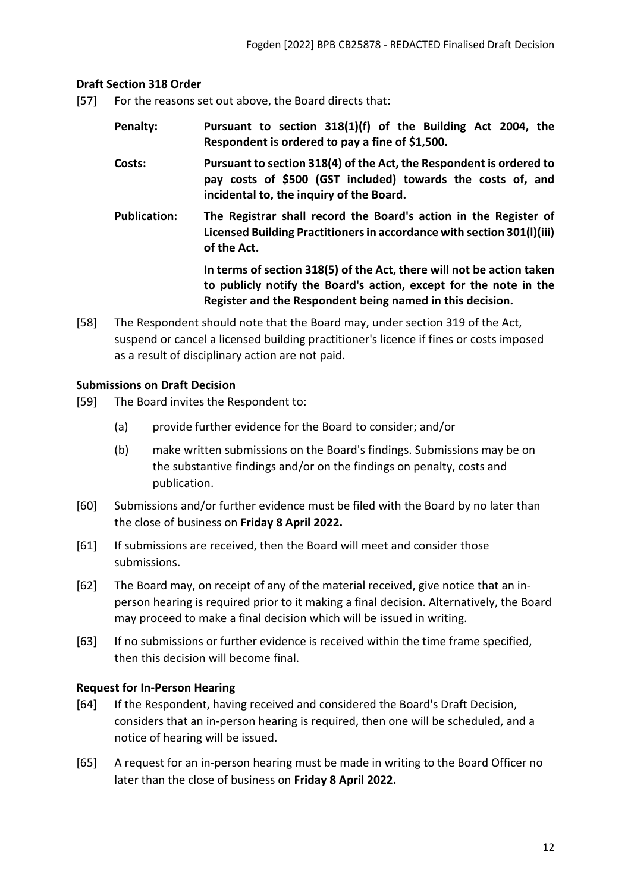**Draft Section 318 Order**

[57] For the reasons set out above, the Board directs that:

**Penalty:** **Pursuant to section 318(1)(f) of the Building Act 2004, the Respondent is ordered to pay a fine of $1,500.**

**Costs:** **Pursuant to section 318(4) of the Act, the Respondent is ordered to pay costs of $500 (GST included) towards the costs of, and incidental to, the inquiry of the Board.**

**Publication:** **The Registrar shall record the Board's action in the Register of Licensed Building Practitioners in accordance with section 301(l)(iii) of the Act.**

**In terms of section 318(5) of the Act, there will not be action taken to publicly notify the Board's action, except for the note in the Register and the Respondent being named in this decision.**

[58] The Respondent should note that the Board may, under section 319 of the Act, suspend or cancel a licensed building practitioner's licence if fines or costs imposed as a result of disciplinary action are not paid.

**Submissions on Draft Decision**

[59] The Board invites the Respondent to:

(a) provide further evidence for the Board to consider; and/or

(b) make written submissions on the Board's findings. Submissions may be on the substantive findings and/or on the findings on penalty, costs and publication.

[60] Submissions and/or further evidence must be filed with the Board by no later than the close of business on **Friday 8 April 2022.**

[61] If submissions are received, then the Board will meet and consider those submissions.

[62] The Board may, on receipt of any of the material received, give notice that an in-person hearing is required prior to it making a final decision. Alternatively, the Board may proceed to make a final decision which will be issued in writing.

[63] If no submissions or further evidence is received within the time frame specified, then this decision will become final.

**Request for In-Person Hearing**

[64] If the Respondent, having received and considered the Board's Draft Decision, considers that an in-person hearing is required, then one will be scheduled, and a notice of hearing will be issued.

[65] A request for an in-person hearing must be made in writing to the Board Officer no later than the close of business on **Friday 8 April 2022.**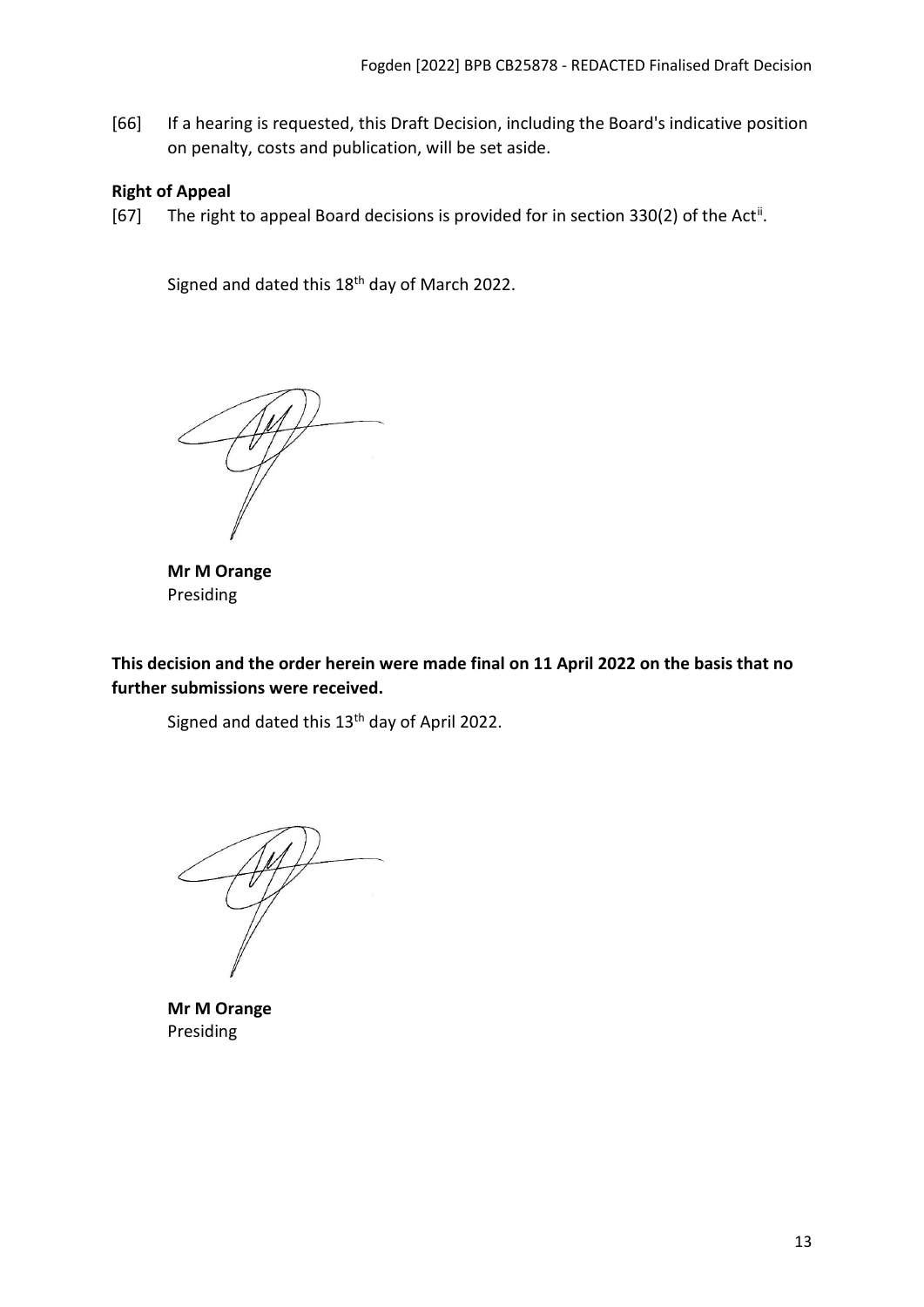[66] If a hearing is requested, this Draft Decision, including the Board's indicative position on penalty, costs and publication, will be set aside.

**Right of Appeal**

[67] The right to appeal Board decisions is provided for in section 330(2) of the Act[ii].

Signed and dated this 18th day of March 2022.

**Mr M Orange**
Presiding

**This decision and the order herein were made final on 11 April 2022 on the basis that no further submissions were received.**

Signed and dated this 13th day of April 2022.

**Mr M Orange**
Presiding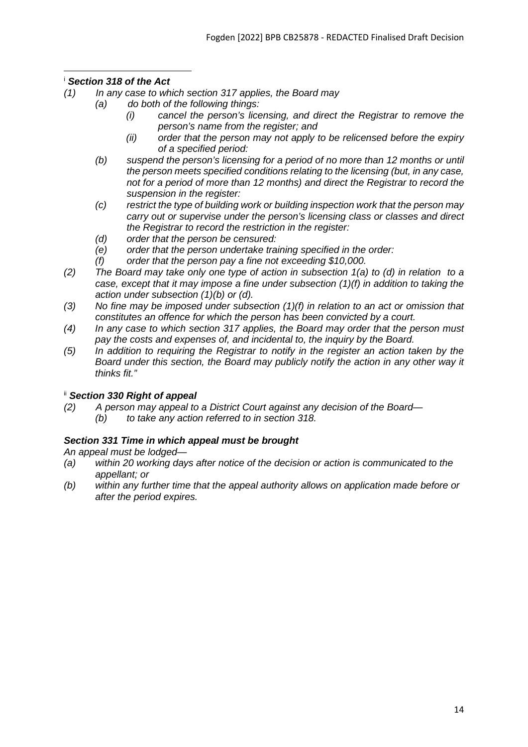[i] ***Section 318 of the Act***

*(1) In any case to which section 317 applies, the Board may*

*(a) do both of the following things:*

*(i) cancel the person's licensing, and direct the Registrar to remove the person's name from the register; and*

*(ii) order that the person may not apply to be relicensed before the expiry of a specified period:*

*(b) suspend the person's licensing for a period of no more than 12 months or until the person meets specified conditions relating to the licensing (but, in any case, not for a period of more than 12 months) and direct the Registrar to record the suspension in the register:*

*(c) restrict the type of building work or building inspection work that the person may carry out or supervise under the person's licensing class or classes and direct the Registrar to record the restriction in the register:*

*(d) order that the person be censured:*

*(e) order that the person undertake training specified in the order:*

*(f) order that the person pay a fine not exceeding $10,000.*

*(2) The Board may take only one type of action in subsection 1(a) to (d) in relation to a case, except that it may impose a fine under subsection (1)(f) in addition to taking the action under subsection (1)(b) or (d).*

*(3) No fine may be imposed under subsection (1)(f) in relation to an act or omission that constitutes an offence for which the person has been convicted by a court.*

*(4) In any case to which section 317 applies, the Board may order that the person must pay the costs and expenses of, and incidental to, the inquiry by the Board.*

*(5) In addition to requiring the Registrar to notify in the register an action taken by the Board under this section, the Board may publicly notify the action in any other way it thinks fit."*

[ii] ***Section 330 Right of appeal***

*(2) A person may appeal to a District Court against any decision of the Board—*

*(b) to take any action referred to in section 318.*

***Section 331 Time in which appeal must be brought***

*An appeal must be lodged—*

*(a) within 20 working days after notice of the decision or action is communicated to the appellant; or*

*(b) within any further time that the appeal authority allows on application made before or after the period expires.*